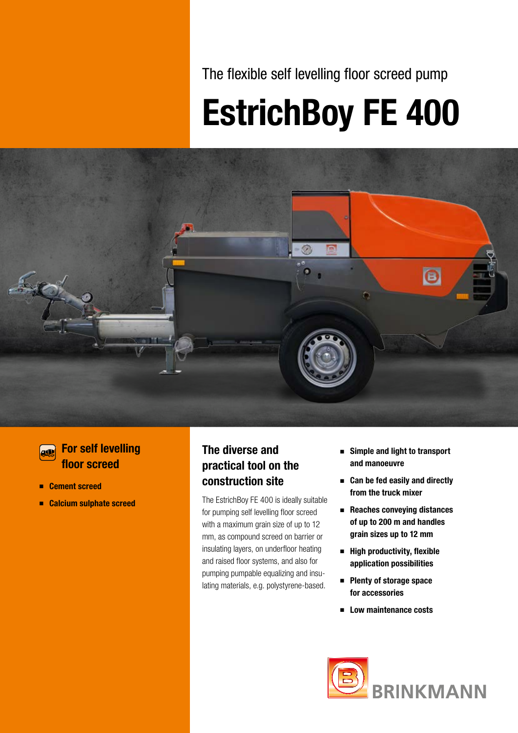The flexible self levelling floor screed pump

# EstrichBoy FE 400

## For self levelling floor screed

- Cement screed
- Calcium sulphate screed

## The diverse and practical tool on the construction site

The EstrichBoy FE 400 is ideally suitable for pumping self levelling floor screed with a maximum grain size of up to 12 mm, as compound screed on barrier or insulating layers, on underfloor heating and raised floor systems, and also for pumping pumpable equalizing and insulating materials, e.g. polystyrene-based.

- **Simple and light to transport and manoeuvre**
- **Can be fed easily and directly from the truck mixer**
- **Reaches conveying distances of up to 200 m and handles grain sizes up to 12 mm**
- **High productivity, flexible application possibilities**
- **Plenty of storage space for accessories**
- **Low maintenance costs**

BRINKMANN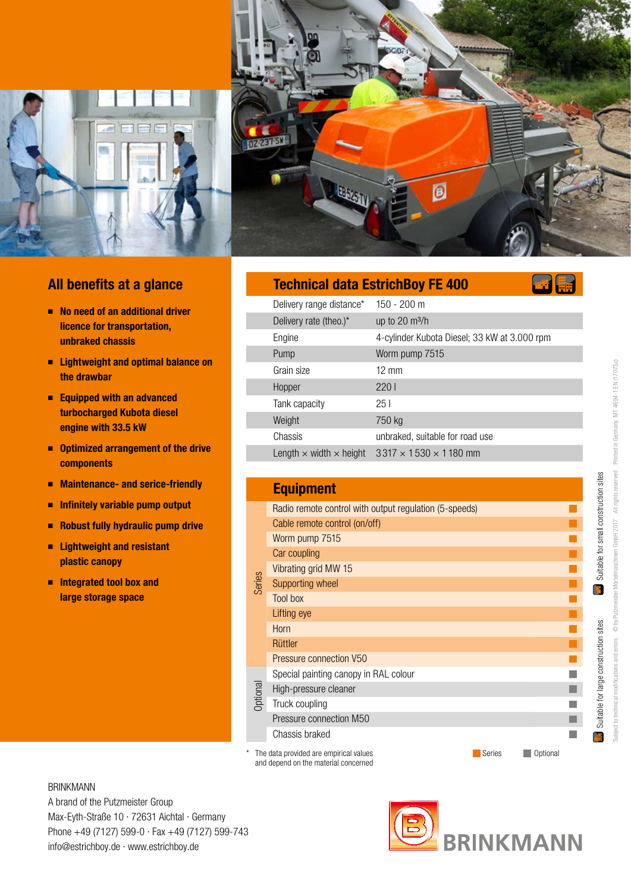## All benefits at a glance

- **No need of an additional driver licence for transportation, unbraked chassis**
- **Lightweight and optimal balance on the drawbar**
- **Equipped with an advanced turbocharged Kubota diesel engine with 33.5 kW**
- **Optimized arrangement of the drive components**
- **Maintenance- and serice-friendly**
- **Infinitely variable pump output**
- **Robust fully hydraulic pump drive**
- **Lightweight and resistant plastic canopy**
- **Integrated tool box and large storage space**

## Technical data EstrichBoy FE 400

| | |
|---|---|
| Delivery range distance* | 150 - 200 m |
| Delivery rate (theo.)* | up to 20 m³/h |
| Engine | 4-cylinder Kubota Diesel; 33 kW at 3.000 rpm |
| Pump | Worm pump 7515 |
| Grain size | 12 mm |
| Hopper | 220 l |
| Tank capacity | 25 l |
| Weight | 750 kg |
| Chassis | unbraked, suitable for road use |
| Length × width × height | 3317 × 1530 × 1180 mm |

## Equipment

| | | |
|---|---|---|
| Series | Radio remote control with output regulation (5-speeds) | Series |
| | Cable remote control (on/off) | Series |
| | Worm pump 7515 | Series |
| | Car coupling | Series |
| | Vibrating grid MW 15 | Series |
| | Supporting wheel | Series |
| | Tool box | Series |
| | Lifting eye | Series |
| | Horn | Series |
| | Rüttler | Series |
| | Pressure connection V50 | Series |
| Optional | Special painting canopy in RAL colour | Optional |
| | High-pressure cleaner | Optional |
| | Truck coupling | Optional |
| | Pressure connection M50 | Optional |
| | Chassis braked | Optional |

\* The data provided are empirical values and depend on the material concerned

Series  Optional

Suitable for small construction sites
Suitable for large construction sites

Subject to technical modifications and errors © by Putzmeister Mörtelmaschinen GmbH 2017 All rights reserved Printed in Germany MT 4694-1 EN (1707Sc)

BRINKMANN
A brand of the Putzmeister Group
Max-Eyth-Straße 10 · 72631 Aichtal · Germany
Phone +49 (7127) 599-0 · Fax +49 (7127) 599-743
info@estrichboy.de · www.estrichboy.de

BRINKMANN